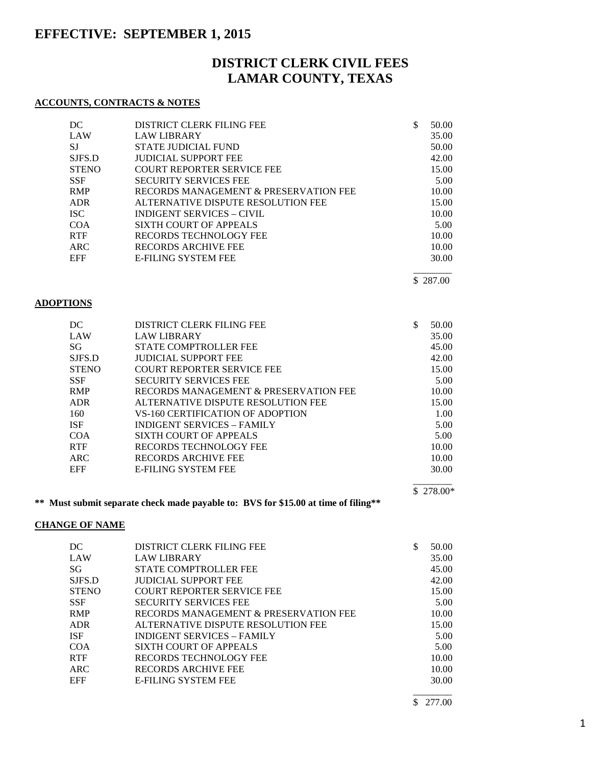# EFFECTIVE: SEPTEMBER 1, 2015

## DISTRICT CLERK CIVIL FEES
## LAMAR COUNTY, TEXAS

**ACCOUNTS, CONTRACTS & NOTES**

| Code | Description | Amount |
|---|---|---|
| DC | DISTRICT CLERK FILING FEE | $ 50.00 |
| LAW | LAW LIBRARY | 35.00 |
| SJ | STATE JUDICIAL FUND | 50.00 |
| SJFS.D | JUDICIAL SUPPORT FEE | 42.00 |
| STENO | COURT REPORTER SERVICE FEE | 15.00 |
| SSF | SECURITY SERVICES FEE | 5.00 |
| RMP | RECORDS MANAGEMENT & PRESERVATION FEE | 10.00 |
| ADR | ALTERNATIVE DISPUTE RESOLUTION FEE | 15.00 |
| ISC | INDIGENT SERVICES – CIVIL | 10.00 |
| COA | SIXTH COURT OF APPEALS | 5.00 |
| RTF | RECORDS TECHNOLOGY FEE | 10.00 |
| ARC | RECORDS ARCHIVE FEE | 10.00 |
| EFF | E-FILING SYSTEM FEE | 30.00 |
| | | $ 287.00 |

**ADOPTIONS**

| Code | Description | Amount |
|---|---|---|
| DC | DISTRICT CLERK FILING FEE | $ 50.00 |
| LAW | LAW LIBRARY | 35.00 |
| SG | STATE COMPTROLLER FEE | 45.00 |
| SJFS.D | JUDICIAL SUPPORT FEE | 42.00 |
| STENO | COURT REPORTER SERVICE FEE | 15.00 |
| SSF | SECURITY SERVICES FEE | 5.00 |
| RMP | RECORDS MANAGEMENT & PRESERVATION FEE | 10.00 |
| ADR | ALTERNATIVE DISPUTE RESOLUTION FEE | 15.00 |
| 160 | VS-160 CERTIFICATION OF ADOPTION | 1.00 |
| ISF | INDIGENT SERVICES – FAMILY | 5.00 |
| COA | SIXTH COURT OF APPEALS | 5.00 |
| RTF | RECORDS TECHNOLOGY FEE | 10.00 |
| ARC | RECORDS ARCHIVE FEE | 10.00 |
| EFF | E-FILING SYSTEM FEE | 30.00 |
| | | $ 278.00* |

**\*\* Must submit separate check made payable to: BVS for $15.00 at time of filing\*\***

**CHANGE OF NAME**

| Code | Description | Amount |
|---|---|---|
| DC | DISTRICT CLERK FILING FEE | $ 50.00 |
| LAW | LAW LIBRARY | 35.00 |
| SG | STATE COMPTROLLER FEE | 45.00 |
| SJFS.D | JUDICIAL SUPPORT FEE | 42.00 |
| STENO | COURT REPORTER SERVICE FEE | 15.00 |
| SSF | SECURITY SERVICES FEE | 5.00 |
| RMP | RECORDS MANAGEMENT & PRESERVATION FEE | 10.00 |
| ADR | ALTERNATIVE DISPUTE RESOLUTION FEE | 15.00 |
| ISF | INDIGENT SERVICES – FAMILY | 5.00 |
| COA | SIXTH COURT OF APPEALS | 5.00 |
| RTF | RECORDS TECHNOLOGY FEE | 10.00 |
| ARC | RECORDS ARCHIVE FEE | 10.00 |
| EFF | E-FILING SYSTEM FEE | 30.00 |
| | | $ 277.00 |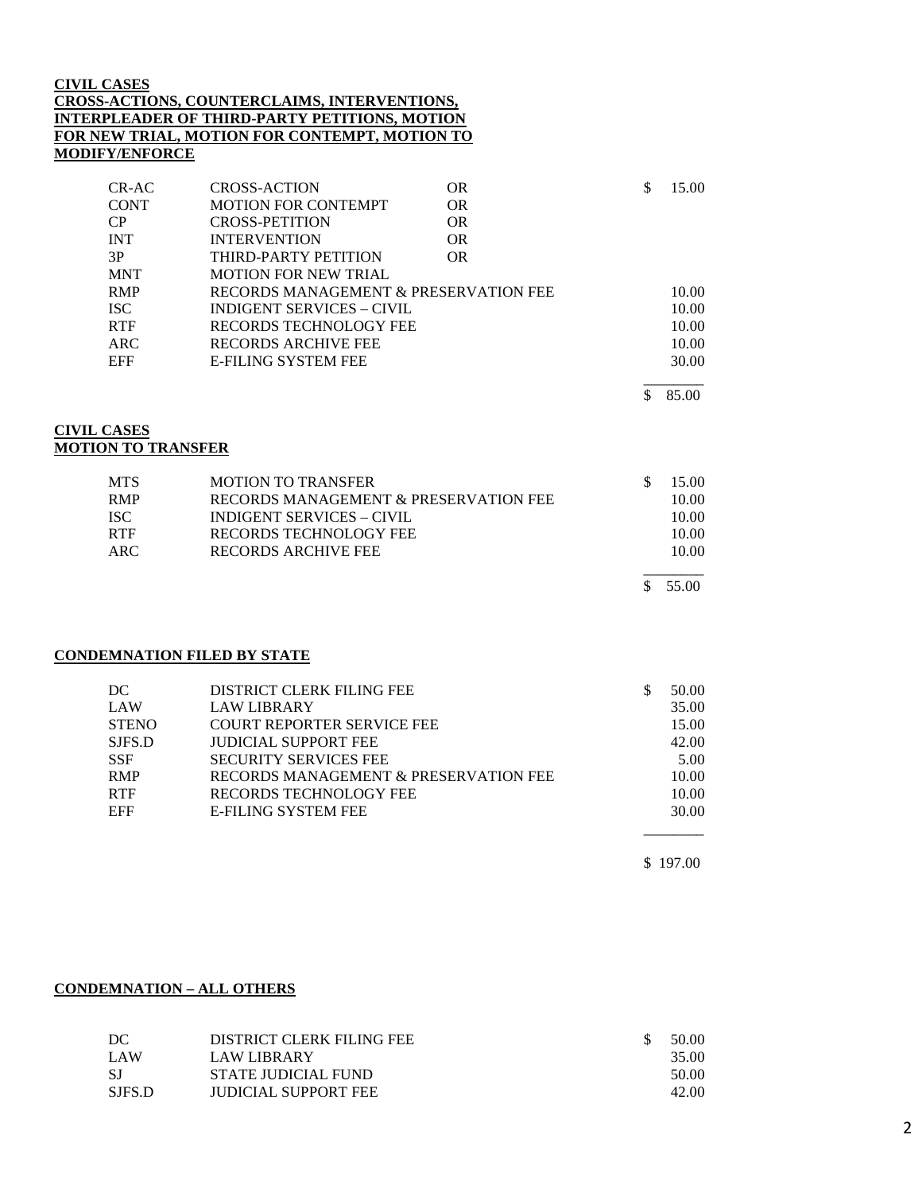**CIVIL CASES**
**CROSS-ACTIONS, COUNTERCLAIMS, INTERVENTIONS, INTERPLEADER OF THIRD-PARTY PETITIONS, MOTION FOR NEW TRIAL, MOTION FOR CONTEMPT, MOTION TO MODIFY/ENFORCE**

| | | | |
|---|---|---|---|
| CR-AC | CROSS-ACTION | OR | $ 15.00 |
| CONT | MOTION FOR CONTEMPT | OR | |
| CP | CROSS-PETITION | OR | |
| INT | INTERVENTION | OR | |
| 3P | THIRD-PARTY PETITION | OR | |
| MNT | MOTION FOR NEW TRIAL | | |
| RMP | RECORDS MANAGEMENT & PRESERVATION FEE | | 10.00 |
| ISC | INDIGENT SERVICES – CIVIL | | 10.00 |
| RTF | RECORDS TECHNOLOGY FEE | | 10.00 |
| ARC | RECORDS ARCHIVE FEE | | 10.00 |
| EFF | E-FILING SYSTEM FEE | | 30.00 |
| | | | $ 85.00 |

**CIVIL CASES**
**MOTION TO TRANSFER**

| | | |
|---|---|---|
| MTS | MOTION TO TRANSFER | $ 15.00 |
| RMP | RECORDS MANAGEMENT & PRESERVATION FEE | 10.00 |
| ISC | INDIGENT SERVICES – CIVIL | 10.00 |
| RTF | RECORDS TECHNOLOGY FEE | 10.00 |
| ARC | RECORDS ARCHIVE FEE | 10.00 |
| | | $ 55.00 |

**CONDEMNATION FILED BY STATE**

| | | |
|---|---|---|
| DC | DISTRICT CLERK FILING FEE | $ 50.00 |
| LAW | LAW LIBRARY | 35.00 |
| STENO | COURT REPORTER SERVICE FEE | 15.00 |
| SJFS.D | JUDICIAL SUPPORT FEE | 42.00 |
| SSF | SECURITY SERVICES FEE | 5.00 |
| RMP | RECORDS MANAGEMENT & PRESERVATION FEE | 10.00 |
| RTF | RECORDS TECHNOLOGY FEE | 10.00 |
| EFF | E-FILING SYSTEM FEE | 30.00 |
| | | $ 197.00 |

**CONDEMNATION – ALL OTHERS**

| | | |
|---|---|---|
| DC | DISTRICT CLERK FILING FEE | $ 50.00 |
| LAW | LAW LIBRARY | 35.00 |
| SJ | STATE JUDICIAL FUND | 50.00 |
| SJFS.D | JUDICIAL SUPPORT FEE | 42.00 |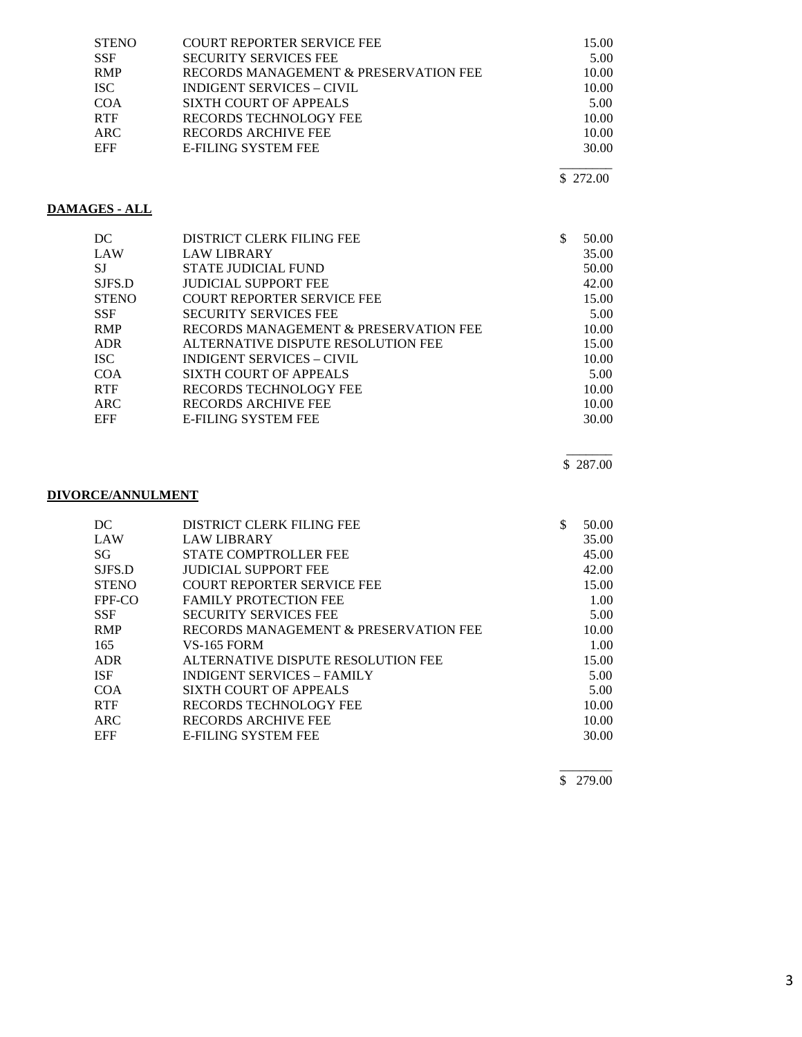| | | |
|---|---|---|
| STENO | COURT REPORTER SERVICE FEE | 15.00 |
| SSF | SECURITY SERVICES FEE | 5.00 |
| RMP | RECORDS MANAGEMENT & PRESERVATION FEE | 10.00 |
| ISC | INDIGENT SERVICES – CIVIL | 10.00 |
| COA | SIXTH COURT OF APPEALS | 5.00 |
| RTF | RECORDS TECHNOLOGY FEE | 10.00 |
| ARC | RECORDS ARCHIVE FEE | 10.00 |
| EFF | E-FILING SYSTEM FEE | 30.00 |
| | | $ 272.00 |

**DAMAGES - ALL**

| | | |
|---|---|---|
| DC | DISTRICT CLERK FILING FEE | $ 50.00 |
| LAW | LAW LIBRARY | 35.00 |
| SJ | STATE JUDICIAL FUND | 50.00 |
| SJFS.D | JUDICIAL SUPPORT FEE | 42.00 |
| STENO | COURT REPORTER SERVICE FEE | 15.00 |
| SSF | SECURITY SERVICES FEE | 5.00 |
| RMP | RECORDS MANAGEMENT & PRESERVATION FEE | 10.00 |
| ADR | ALTERNATIVE DISPUTE RESOLUTION FEE | 15.00 |
| ISC | INDIGENT SERVICES – CIVIL | 10.00 |
| COA | SIXTH COURT OF APPEALS | 5.00 |
| RTF | RECORDS TECHNOLOGY FEE | 10.00 |
| ARC | RECORDS ARCHIVE FEE | 10.00 |
| EFF | E-FILING SYSTEM FEE | 30.00 |
| | | $ 287.00 |

**DIVORCE/ANNULMENT**

| | | |
|---|---|---|
| DC | DISTRICT CLERK FILING FEE | $ 50.00 |
| LAW | LAW LIBRARY | 35.00 |
| SG | STATE COMPTROLLER FEE | 45.00 |
| SJFS.D | JUDICIAL SUPPORT FEE | 42.00 |
| STENO | COURT REPORTER SERVICE FEE | 15.00 |
| FPF-CO | FAMILY PROTECTION FEE | 1.00 |
| SSF | SECURITY SERVICES FEE | 5.00 |
| RMP | RECORDS MANAGEMENT & PRESERVATION FEE | 10.00 |
| 165 | VS-165 FORM | 1.00 |
| ADR | ALTERNATIVE DISPUTE RESOLUTION FEE | 15.00 |
| ISF | INDIGENT SERVICES – FAMILY | 5.00 |
| COA | SIXTH COURT OF APPEALS | 5.00 |
| RTF | RECORDS TECHNOLOGY FEE | 10.00 |
| ARC | RECORDS ARCHIVE FEE | 10.00 |
| EFF | E-FILING SYSTEM FEE | 30.00 |
| | | $ 279.00 |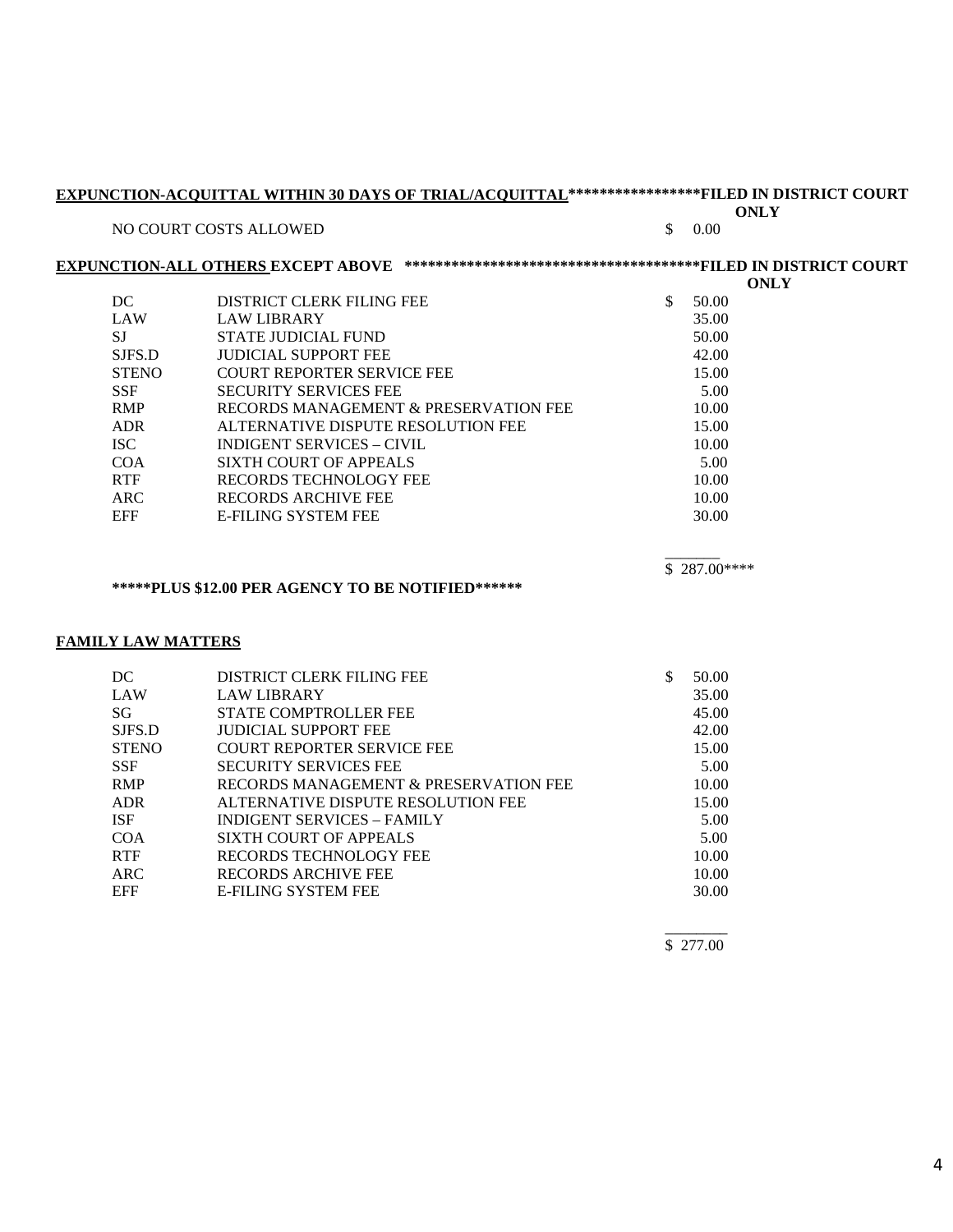**EXPUNCTION-ACQUITTAL WITHIN 30 DAYS OF TRIAL/ACQUITTAL*****************FILED IN DISTRICT COURT ONLY**

| | | |
|---|---|---|
| | NO COURT COSTS ALLOWED | $ 0.00 |

**EXPUNCTION-ALL OTHERS EXCEPT ABOVE *************************************FILED IN DISTRICT COURT ONLY**

| | | |
|---|---|---|
| DC | DISTRICT CLERK FILING FEE | $ 50.00 |
| LAW | LAW LIBRARY | 35.00 |
| SJ | STATE JUDICIAL FUND | 50.00 |
| SJFS.D | JUDICIAL SUPPORT FEE | 42.00 |
| STENO | COURT REPORTER SERVICE FEE | 15.00 |
| SSF | SECURITY SERVICES FEE | 5.00 |
| RMP | RECORDS MANAGEMENT & PRESERVATION FEE | 10.00 |
| ADR | ALTERNATIVE DISPUTE RESOLUTION FEE | 15.00 |
| ISC | INDIGENT SERVICES – CIVIL | 10.00 |
| COA | SIXTH COURT OF APPEALS | 5.00 |
| RTF | RECORDS TECHNOLOGY FEE | 10.00 |
| ARC | RECORDS ARCHIVE FEE | 10.00 |
| EFF | E-FILING SYSTEM FEE | 30.00 |
| | | $ 287.00**** |

*****PLUS $12.00 PER AGENCY TO BE NOTIFIED******

**FAMILY LAW MATTERS**

| | | |
|---|---|---|
| DC | DISTRICT CLERK FILING FEE | $ 50.00 |
| LAW | LAW LIBRARY | 35.00 |
| SG | STATE COMPTROLLER FEE | 45.00 |
| SJFS.D | JUDICIAL SUPPORT FEE | 42.00 |
| STENO | COURT REPORTER SERVICE FEE | 15.00 |
| SSF | SECURITY SERVICES FEE | 5.00 |
| RMP | RECORDS MANAGEMENT & PRESERVATION FEE | 10.00 |
| ADR | ALTERNATIVE DISPUTE RESOLUTION FEE | 15.00 |
| ISF | INDIGENT SERVICES – FAMILY | 5.00 |
| COA | SIXTH COURT OF APPEALS | 5.00 |
| RTF | RECORDS TECHNOLOGY FEE | 10.00 |
| ARC | RECORDS ARCHIVE FEE | 10.00 |
| EFF | E-FILING SYSTEM FEE | 30.00 |
| | | $ 277.00 |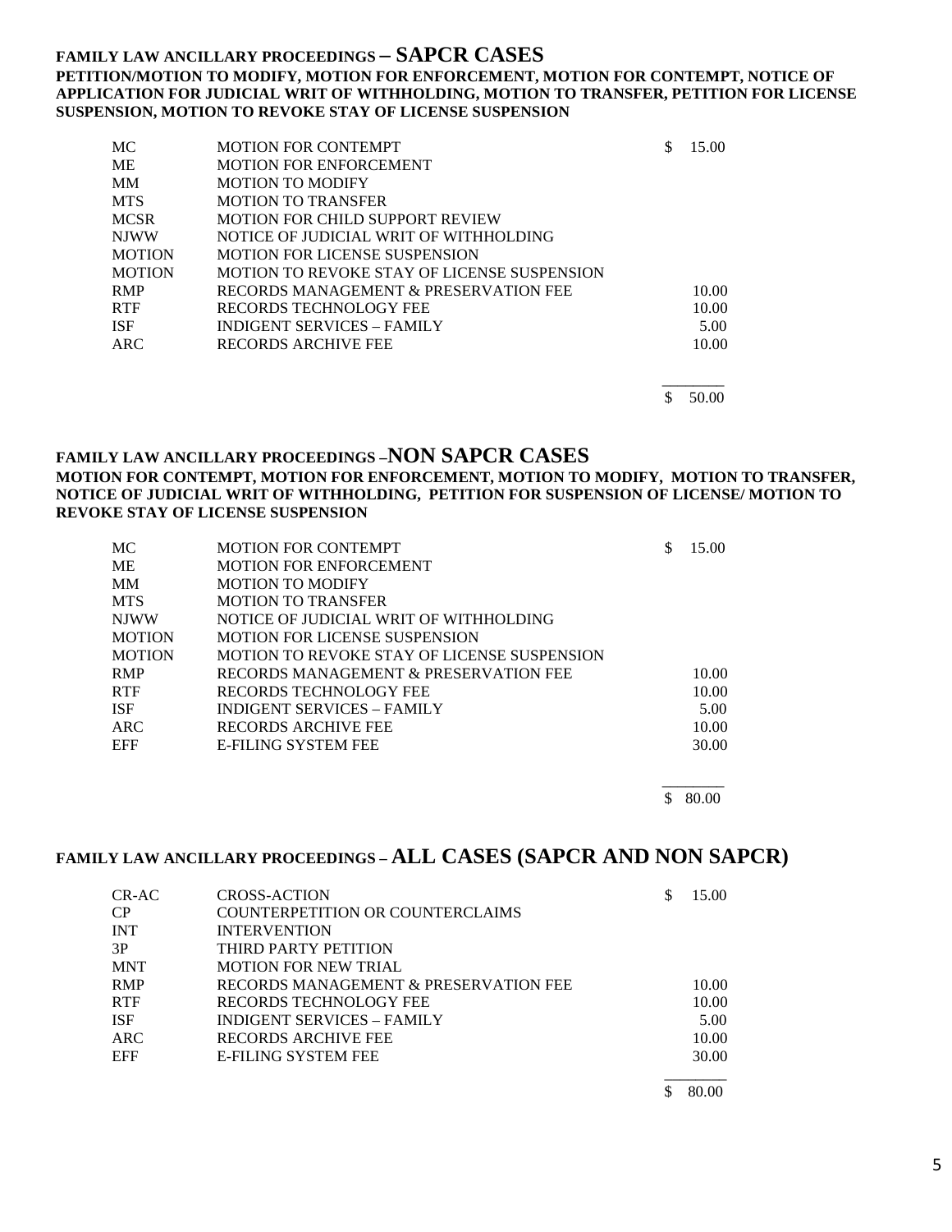## FAMILY LAW ANCILLARY PROCEEDINGS – SAPCR CASES

**PETITION/MOTION TO MODIFY, MOTION FOR ENFORCEMENT, MOTION FOR CONTEMPT, NOTICE OF APPLICATION FOR JUDICIAL WRIT OF WITHHOLDING, MOTION TO TRANSFER, PETITION FOR LICENSE SUSPENSION, MOTION TO REVOKE STAY OF LICENSE SUSPENSION**

| | | |
|---|---|---|
| MC | MOTION FOR CONTEMPT | $ 15.00 |
| ME | MOTION FOR ENFORCEMENT | |
| MM | MOTION TO MODIFY | |
| MTS | MOTION TO TRANSFER | |
| MCSR | MOTION FOR CHILD SUPPORT REVIEW | |
| NJWW | NOTICE OF JUDICIAL WRIT OF WITHHOLDING | |
| MOTION | MOTION FOR LICENSE SUSPENSION | |
| MOTION | MOTION TO REVOKE STAY OF LICENSE SUSPENSION | |
| RMP | RECORDS MANAGEMENT & PRESERVATION FEE | 10.00 |
| RTF | RECORDS TECHNOLOGY FEE | 10.00 |
| ISF | INDIGENT SERVICES – FAMILY | 5.00 |
| ARC | RECORDS ARCHIVE FEE | 10.00 |
| | | $ 50.00 |

## FAMILY LAW ANCILLARY PROCEEDINGS –NON SAPCR CASES

**MOTION FOR CONTEMPT, MOTION FOR ENFORCEMENT, MOTION TO MODIFY, MOTION TO TRANSFER, NOTICE OF JUDICIAL WRIT OF WITHHOLDING, PETITION FOR SUSPENSION OF LICENSE/ MOTION TO REVOKE STAY OF LICENSE SUSPENSION**

| | | |
|---|---|---|
| MC | MOTION FOR CONTEMPT | $ 15.00 |
| ME | MOTION FOR ENFORCEMENT | |
| MM | MOTION TO MODIFY | |
| MTS | MOTION TO TRANSFER | |
| NJWW | NOTICE OF JUDICIAL WRIT OF WITHHOLDING | |
| MOTION | MOTION FOR LICENSE SUSPENSION | |
| MOTION | MOTION TO REVOKE STAY OF LICENSE SUSPENSION | |
| RMP | RECORDS MANAGEMENT & PRESERVATION FEE | 10.00 |
| RTF | RECORDS TECHNOLOGY FEE | 10.00 |
| ISF | INDIGENT SERVICES – FAMILY | 5.00 |
| ARC | RECORDS ARCHIVE FEE | 10.00 |
| EFF | E-FILING SYSTEM FEE | 30.00 |
| | | $ 80.00 |

## FAMILY LAW ANCILLARY PROCEEDINGS – ALL CASES (SAPCR AND NON SAPCR)

| | | |
|---|---|---|
| CR-AC | CROSS-ACTION | $ 15.00 |
| CP | COUNTERPETITION OR COUNTERCLAIMS | |
| INT | INTERVENTION | |
| 3P | THIRD PARTY PETITION | |
| MNT | MOTION FOR NEW TRIAL | |
| RMP | RECORDS MANAGEMENT & PRESERVATION FEE | 10.00 |
| RTF | RECORDS TECHNOLOGY FEE | 10.00 |
| ISF | INDIGENT SERVICES – FAMILY | 5.00 |
| ARC | RECORDS ARCHIVE FEE | 10.00 |
| EFF | E-FILING SYSTEM FEE | 30.00 |
| | | $ 80.00 |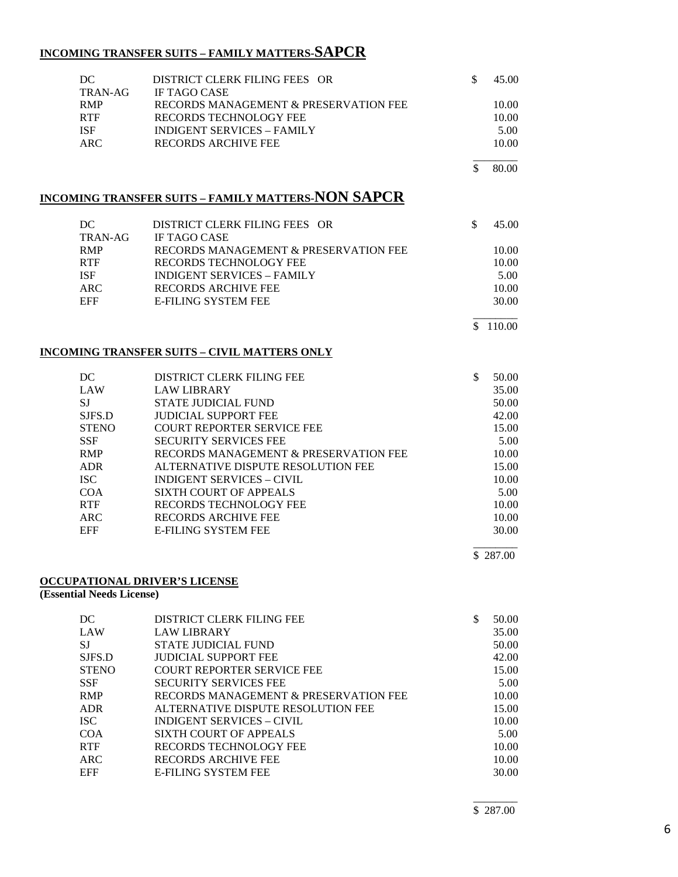## INCOMING TRANSFER SUITS – FAMILY MATTERS-SAPCR

| Code | Description | Amount |
|---|---|---|
| DC | DISTRICT CLERK FILING FEES OR | $ 45.00 |
| TRAN-AG | IF TAGO CASE | |
| RMP | RECORDS MANAGEMENT & PRESERVATION FEE | 10.00 |
| RTF | RECORDS TECHNOLOGY FEE | 10.00 |
| ISF | INDIGENT SERVICES – FAMILY | 5.00 |
| ARC | RECORDS ARCHIVE FEE | 10.00 |
| | | $ 80.00 |

## INCOMING TRANSFER SUITS – FAMILY MATTERS-NON SAPCR

| Code | Description | Amount |
|---|---|---|
| DC | DISTRICT CLERK FILING FEES OR | $ 45.00 |
| TRAN-AG | IF TAGO CASE | |
| RMP | RECORDS MANAGEMENT & PRESERVATION FEE | 10.00 |
| RTF | RECORDS TECHNOLOGY FEE | 10.00 |
| ISF | INDIGENT SERVICES – FAMILY | 5.00 |
| ARC | RECORDS ARCHIVE FEE | 10.00 |
| EFF | E-FILING SYSTEM FEE | 30.00 |
| | | $ 110.00 |

## INCOMING TRANSFER SUITS – CIVIL MATTERS ONLY

| Code | Description | Amount |
|---|---|---|
| DC | DISTRICT CLERK FILING FEE | $ 50.00 |
| LAW | LAW LIBRARY | 35.00 |
| SJ | STATE JUDICIAL FUND | 50.00 |
| SJFS.D | JUDICIAL SUPPORT FEE | 42.00 |
| STENO | COURT REPORTER SERVICE FEE | 15.00 |
| SSF | SECURITY SERVICES FEE | 5.00 |
| RMP | RECORDS MANAGEMENT & PRESERVATION FEE | 10.00 |
| ADR | ALTERNATIVE DISPUTE RESOLUTION FEE | 15.00 |
| ISC | INDIGENT SERVICES – CIVIL | 10.00 |
| COA | SIXTH COURT OF APPEALS | 5.00 |
| RTF | RECORDS TECHNOLOGY FEE | 10.00 |
| ARC | RECORDS ARCHIVE FEE | 10.00 |
| EFF | E-FILING SYSTEM FEE | 30.00 |
| | | $ 287.00 |

## OCCUPATIONAL DRIVER'S LICENSE

**(Essential Needs License)**

| Code | Description | Amount |
|---|---|---|
| DC | DISTRICT CLERK FILING FEE | $ 50.00 |
| LAW | LAW LIBRARY | 35.00 |
| SJ | STATE JUDICIAL FUND | 50.00 |
| SJFS.D | JUDICIAL SUPPORT FEE | 42.00 |
| STENO | COURT REPORTER SERVICE FEE | 15.00 |
| SSF | SECURITY SERVICES FEE | 5.00 |
| RMP | RECORDS MANAGEMENT & PRESERVATION FEE | 10.00 |
| ADR | ALTERNATIVE DISPUTE RESOLUTION FEE | 15.00 |
| ISC | INDIGENT SERVICES – CIVIL | 10.00 |
| COA | SIXTH COURT OF APPEALS | 5.00 |
| RTF | RECORDS TECHNOLOGY FEE | 10.00 |
| ARC | RECORDS ARCHIVE FEE | 10.00 |
| EFF | E-FILING SYSTEM FEE | 30.00 |
| | | $ 287.00 |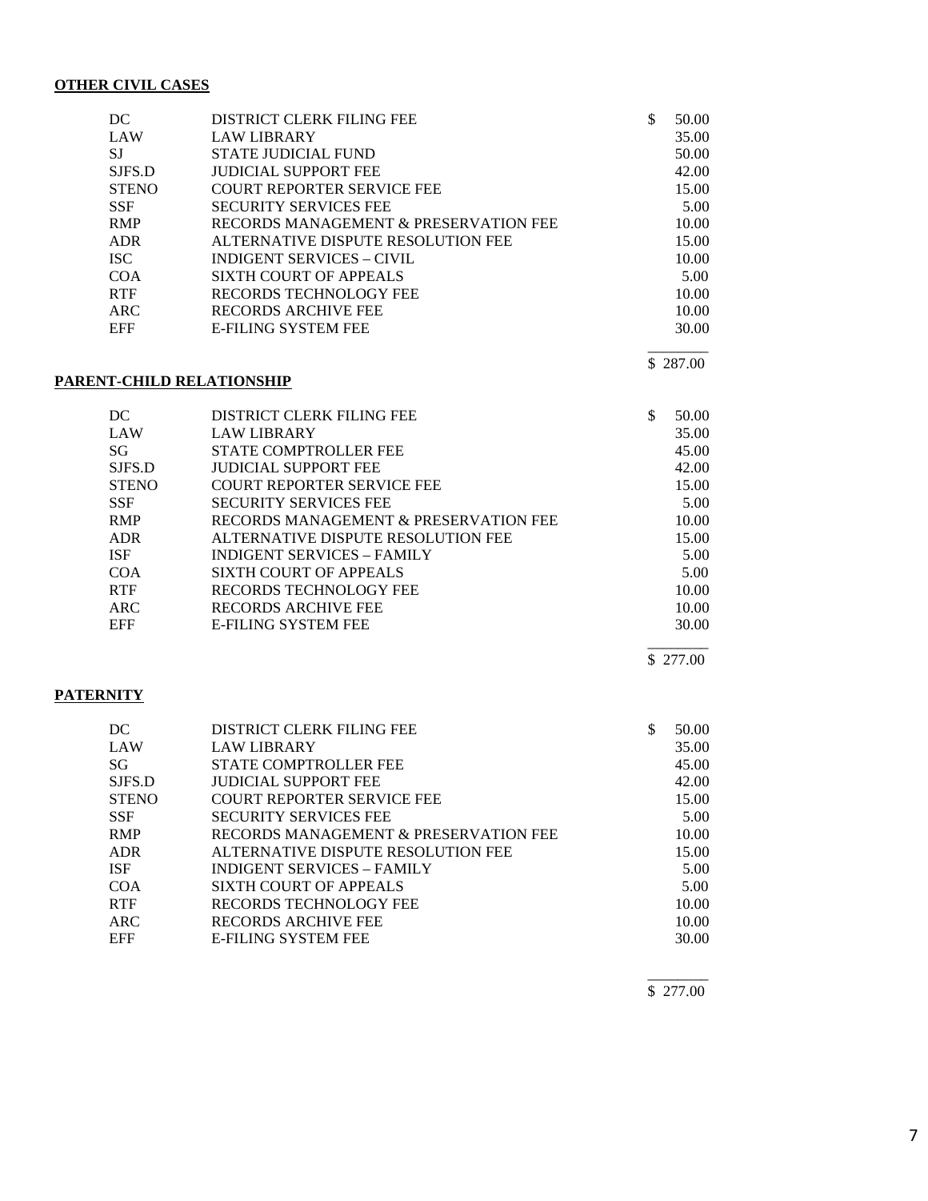**OTHER CIVIL CASES**

| | | |
|---|---|---|
| DC | DISTRICT CLERK FILING FEE | $ 50.00 |
| LAW | LAW LIBRARY | 35.00 |
| SJ | STATE JUDICIAL FUND | 50.00 |
| SJFS.D | JUDICIAL SUPPORT FEE | 42.00 |
| STENO | COURT REPORTER SERVICE FEE | 15.00 |
| SSF | SECURITY SERVICES FEE | 5.00 |
| RMP | RECORDS MANAGEMENT & PRESERVATION FEE | 10.00 |
| ADR | ALTERNATIVE DISPUTE RESOLUTION FEE | 15.00 |
| ISC | INDIGENT SERVICES – CIVIL | 10.00 |
| COA | SIXTH COURT OF APPEALS | 5.00 |
| RTF | RECORDS TECHNOLOGY FEE | 10.00 |
| ARC | RECORDS ARCHIVE FEE | 10.00 |
| EFF | E-FILING SYSTEM FEE | 30.00 |
| | | $ 287.00 |

**PARENT-CHILD RELATIONSHIP**

| | | |
|---|---|---|
| DC | DISTRICT CLERK FILING FEE | $ 50.00 |
| LAW | LAW LIBRARY | 35.00 |
| SG | STATE COMPTROLLER FEE | 45.00 |
| SJFS.D | JUDICIAL SUPPORT FEE | 42.00 |
| STENO | COURT REPORTER SERVICE FEE | 15.00 |
| SSF | SECURITY SERVICES FEE | 5.00 |
| RMP | RECORDS MANAGEMENT & PRESERVATION FEE | 10.00 |
| ADR | ALTERNATIVE DISPUTE RESOLUTION FEE | 15.00 |
| ISF | INDIGENT SERVICES – FAMILY | 5.00 |
| COA | SIXTH COURT OF APPEALS | 5.00 |
| RTF | RECORDS TECHNOLOGY FEE | 10.00 |
| ARC | RECORDS ARCHIVE FEE | 10.00 |
| EFF | E-FILING SYSTEM FEE | 30.00 |
| | | $ 277.00 |

**PATERNITY**

| | | |
|---|---|---|
| DC | DISTRICT CLERK FILING FEE | $ 50.00 |
| LAW | LAW LIBRARY | 35.00 |
| SG | STATE COMPTROLLER FEE | 45.00 |
| SJFS.D | JUDICIAL SUPPORT FEE | 42.00 |
| STENO | COURT REPORTER SERVICE FEE | 15.00 |
| SSF | SECURITY SERVICES FEE | 5.00 |
| RMP | RECORDS MANAGEMENT & PRESERVATION FEE | 10.00 |
| ADR | ALTERNATIVE DISPUTE RESOLUTION FEE | 15.00 |
| ISF | INDIGENT SERVICES – FAMILY | 5.00 |
| COA | SIXTH COURT OF APPEALS | 5.00 |
| RTF | RECORDS TECHNOLOGY FEE | 10.00 |
| ARC | RECORDS ARCHIVE FEE | 10.00 |
| EFF | E-FILING SYSTEM FEE | 30.00 |
| | | $ 277.00 |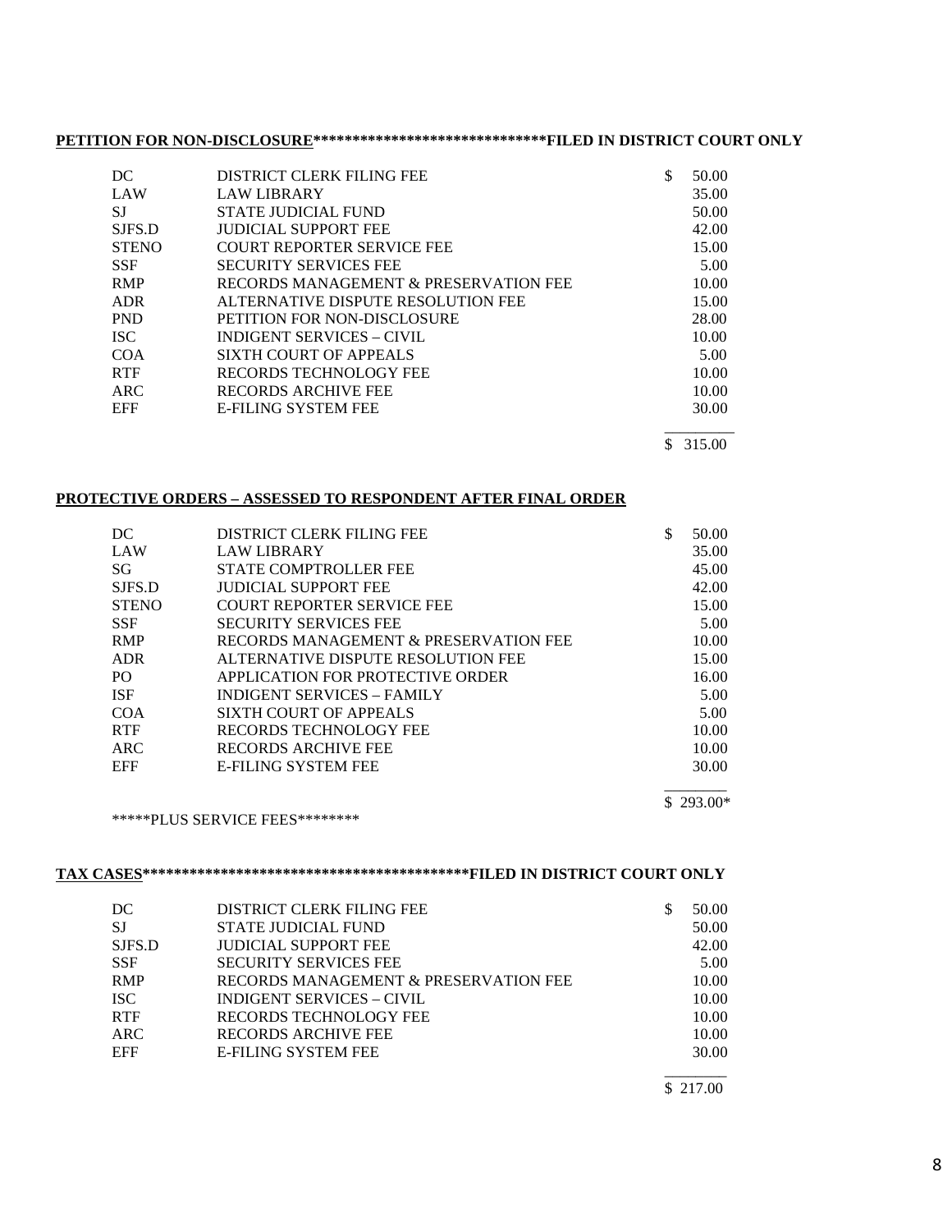**PETITION FOR NON-DISCLOSURE*******************************FILED IN DISTRICT COURT ONLY**

| Code | Description | Amount |
|---|---|---|
| DC | DISTRICT CLERK FILING FEE | $ 50.00 |
| LAW | LAW LIBRARY | 35.00 |
| SJ | STATE JUDICIAL FUND | 50.00 |
| SJFS.D | JUDICIAL SUPPORT FEE | 42.00 |
| STENO | COURT REPORTER SERVICE FEE | 15.00 |
| SSF | SECURITY SERVICES FEE | 5.00 |
| RMP | RECORDS MANAGEMENT & PRESERVATION FEE | 10.00 |
| ADR | ALTERNATIVE DISPUTE RESOLUTION FEE | 15.00 |
| PND | PETITION FOR NON-DISCLOSURE | 28.00 |
| ISC | INDIGENT SERVICES – CIVIL | 10.00 |
| COA | SIXTH COURT OF APPEALS | 5.00 |
| RTF | RECORDS TECHNOLOGY FEE | 10.00 |
| ARC | RECORDS ARCHIVE FEE | 10.00 |
| EFF | E-FILING SYSTEM FEE | 30.00 |
| | | $ 315.00 |

**PROTECTIVE ORDERS – ASSESSED TO RESPONDENT AFTER FINAL ORDER**

| Code | Description | Amount |
|---|---|---|
| DC | DISTRICT CLERK FILING FEE | $ 50.00 |
| LAW | LAW LIBRARY | 35.00 |
| SG | STATE COMPTROLLER FEE | 45.00 |
| SJFS.D | JUDICIAL SUPPORT FEE | 42.00 |
| STENO | COURT REPORTER SERVICE FEE | 15.00 |
| SSF | SECURITY SERVICES FEE | 5.00 |
| RMP | RECORDS MANAGEMENT & PRESERVATION FEE | 10.00 |
| ADR | ALTERNATIVE DISPUTE RESOLUTION FEE | 15.00 |
| PO | APPLICATION FOR PROTECTIVE ORDER | 16.00 |
| ISF | INDIGENT SERVICES – FAMILY | 5.00 |
| COA | SIXTH COURT OF APPEALS | 5.00 |
| RTF | RECORDS TECHNOLOGY FEE | 10.00 |
| ARC | RECORDS ARCHIVE FEE | 10.00 |
| EFF | E-FILING SYSTEM FEE | 30.00 |
| | | $ 293.00* |

*****PLUS SERVICE FEES********

**TAX CASES*******************************************FILED IN DISTRICT COURT ONLY**

| Code | Description | Amount |
|---|---|---|
| DC | DISTRICT CLERK FILING FEE | $ 50.00 |
| SJ | STATE JUDICIAL FUND | 50.00 |
| SJFS.D | JUDICIAL SUPPORT FEE | 42.00 |
| SSF | SECURITY SERVICES FEE | 5.00 |
| RMP | RECORDS MANAGEMENT & PRESERVATION FEE | 10.00 |
| ISC | INDIGENT SERVICES – CIVIL | 10.00 |
| RTF | RECORDS TECHNOLOGY FEE | 10.00 |
| ARC | RECORDS ARCHIVE FEE | 10.00 |
| EFF | E-FILING SYSTEM FEE | 30.00 |
| | | $ 217.00 |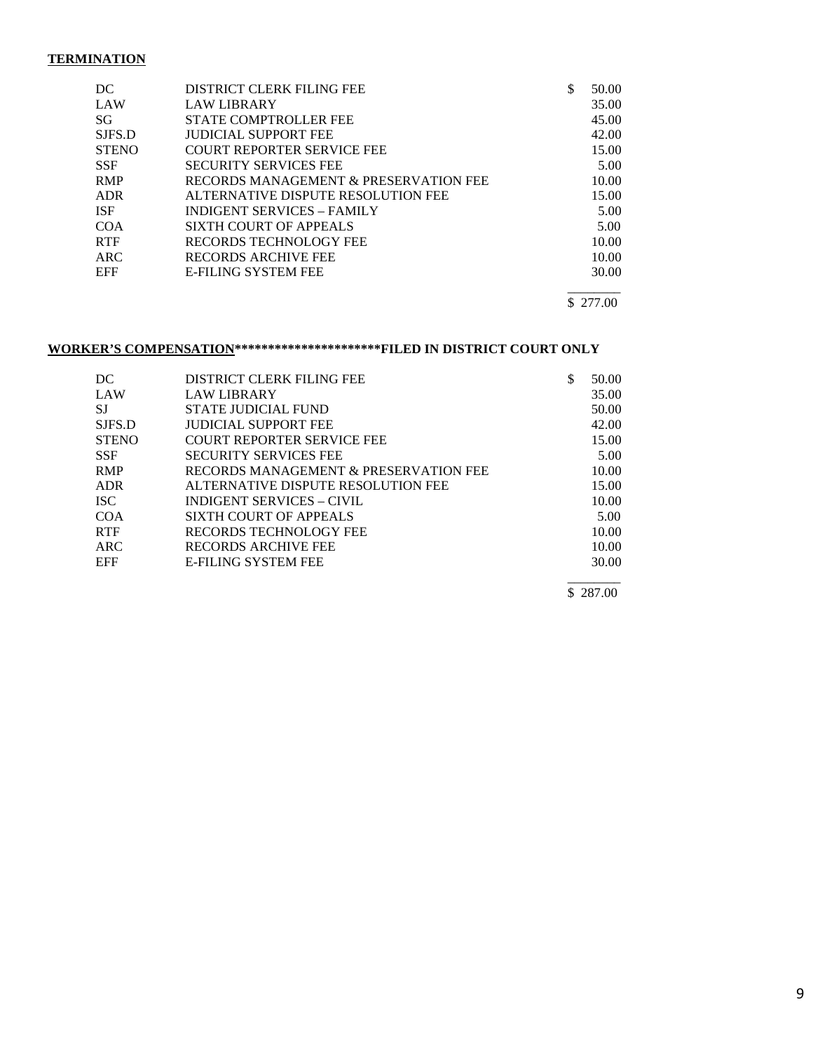**TERMINATION**

| | | |
|---|---|---|
| DC | DISTRICT CLERK FILING FEE | $ 50.00 |
| LAW | LAW LIBRARY | 35.00 |
| SG | STATE COMPTROLLER FEE | 45.00 |
| SJFS.D | JUDICIAL SUPPORT FEE | 42.00 |
| STENO | COURT REPORTER SERVICE FEE | 15.00 |
| SSF | SECURITY SERVICES FEE | 5.00 |
| RMP | RECORDS MANAGEMENT & PRESERVATION FEE | 10.00 |
| ADR | ALTERNATIVE DISPUTE RESOLUTION FEE | 15.00 |
| ISF | INDIGENT SERVICES – FAMILY | 5.00 |
| COA | SIXTH COURT OF APPEALS | 5.00 |
| RTF | RECORDS TECHNOLOGY FEE | 10.00 |
| ARC | RECORDS ARCHIVE FEE | 10.00 |
| EFF | E-FILING SYSTEM FEE | 30.00 |
| | | $ 277.00 |

**WORKER'S COMPENSATION**\*\*\*\*\*\*\*\*\*\*\*\*\*\*\*\*\*\*\*\*\*\*\***FILED IN DISTRICT COURT ONLY**

| | | |
|---|---|---|
| DC | DISTRICT CLERK FILING FEE | $ 50.00 |
| LAW | LAW LIBRARY | 35.00 |
| SJ | STATE JUDICIAL FUND | 50.00 |
| SJFS.D | JUDICIAL SUPPORT FEE | 42.00 |
| STENO | COURT REPORTER SERVICE FEE | 15.00 |
| SSF | SECURITY SERVICES FEE | 5.00 |
| RMP | RECORDS MANAGEMENT & PRESERVATION FEE | 10.00 |
| ADR | ALTERNATIVE DISPUTE RESOLUTION FEE | 15.00 |
| ISC | INDIGENT SERVICES – CIVIL | 10.00 |
| COA | SIXTH COURT OF APPEALS | 5.00 |
| RTF | RECORDS TECHNOLOGY FEE | 10.00 |
| ARC | RECORDS ARCHIVE FEE | 10.00 |
| EFF | E-FILING SYSTEM FEE | 30.00 |
| | | $ 287.00 |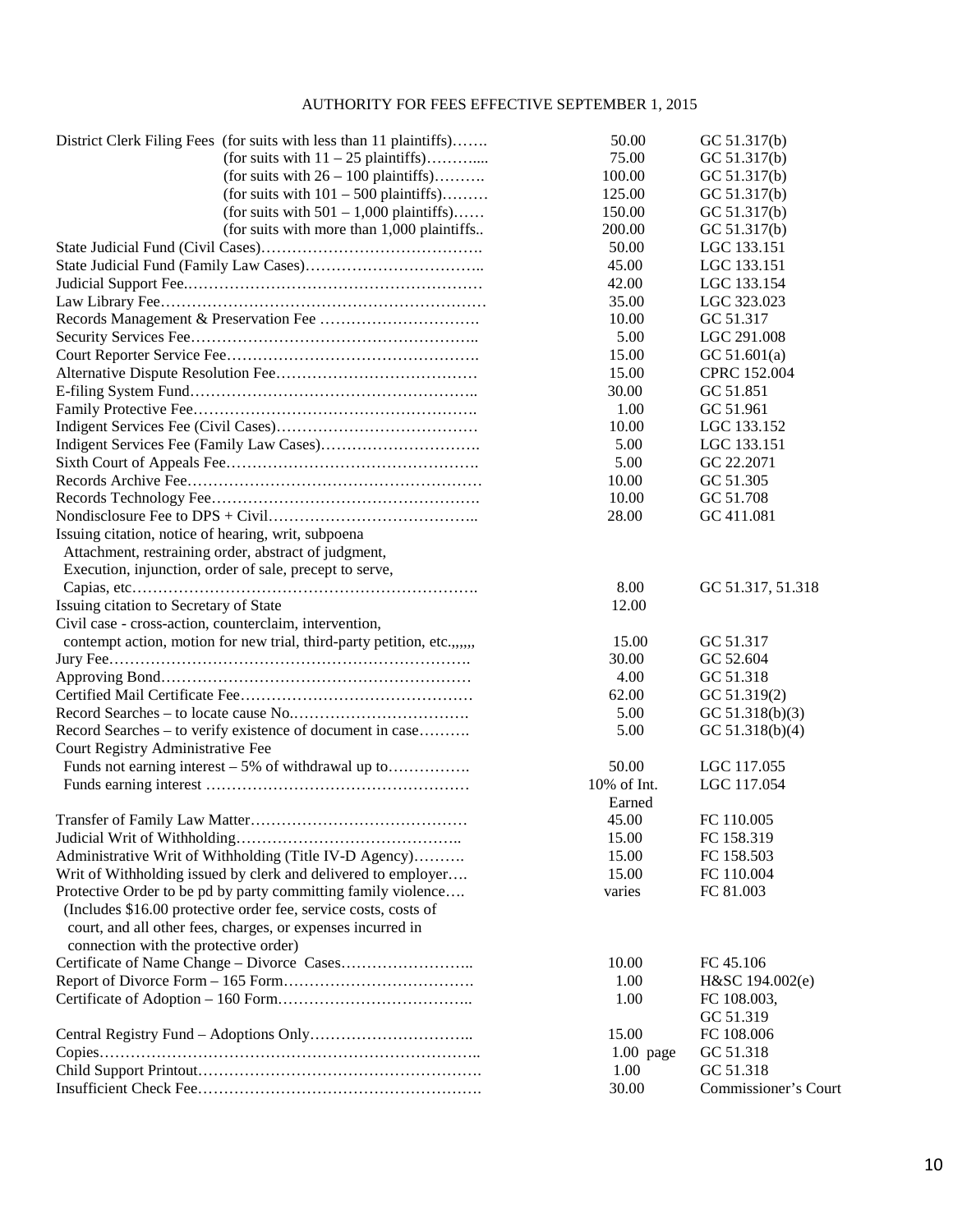AUTHORITY FOR FEES EFFECTIVE SEPTEMBER 1, 2015

| | | |
|---|---|---|
| District Clerk Filing Fees (for suits with less than 11 plaintiffs)……. | 50.00 | GC 51.317(b) |
| (for suits with 11 – 25 plaintiffs)……….... | 75.00 | GC 51.317(b) |
| (for suits with 26 – 100 plaintiffs)………. | 100.00 | GC 51.317(b) |
| (for suits with 101 – 500 plaintiffs)……… | 125.00 | GC 51.317(b) |
| (for suits with 501 – 1,000 plaintiffs)…… | 150.00 | GC 51.317(b) |
| (for suits with more than 1,000 plaintiffs.. | 200.00 | GC 51.317(b) |
| State Judicial Fund (Civil Cases)……………………………………. | 50.00 | LGC 133.151 |
| State Judicial Fund (Family Law Cases)…………………………….. | 45.00 | LGC 133.151 |
| Judicial Support Fee.………………………………………………… | 42.00 | LGC 133.154 |
| Law Library Fee……………………………………………………… | 35.00 | LGC 323.023 |
| Records Management & Preservation Fee …………………………. | 10.00 | GC 51.317 |
| Security Services Fee……………………………………………….. | 5.00 | LGC 291.008 |
| Court Reporter Service Fee…………………………………………. | 15.00 | GC 51.601(a) |
| Alternative Dispute Resolution Fee………………………………… | 15.00 | CPRC 152.004 |
| E-filing System Fund……………………………………………….. | 30.00 | GC 51.851 |
| Family Protective Fee………………………………………………. | 1.00 | GC 51.961 |
| Indigent Services Fee (Civil Cases)………………………………… | 10.00 | LGC 133.152 |
| Indigent Services Fee (Family Law Cases)…………………………. | 5.00 | LGC 133.151 |
| Sixth Court of Appeals Fee…………………………………………. | 5.00 | GC 22.2071 |
| Records Archive Fee………………………………………………… | 10.00 | GC 51.305 |
| Records Technology Fee……………………………………………. | 10.00 | GC 51.708 |
| Nondisclosure Fee to DPS + Civil………………………………….. | 28.00 | GC 411.081 |
| Issuing citation, notice of hearing, writ, subpoena Attachment, restraining order, abstract of judgment, Execution, injunction, order of sale, precept to serve, Capias, etc…………………………………………………………. | 8.00 | GC 51.317, 51.318 |
| Issuing citation to Secretary of State | 12.00 | |
| Civil case - cross-action, counterclaim, intervention, contempt action, motion for new trial, third-party petition, etc.,,,,,, | 15.00 | GC 51.317 |
| Jury Fee……………………………………………………………. | 30.00 | GC 52.604 |
| Approving Bond…………………………………………………… | 4.00 | GC 51.318 |
| Certified Mail Certificate Fee……………………………………… | 62.00 | GC 51.319(2) |
| Record Searches – to locate cause No.……………………………. | 5.00 | GC 51.318(b)(3) |
| Record Searches – to verify existence of document in case………. | 5.00 | GC 51.318(b)(4) |
| Court Registry Administrative Fee | | |
| Funds not earning interest – 5% of withdrawal up to……………. | 50.00 | LGC 117.055 |
| Funds earning interest …………………………………………… | 10% of Int. Earned | LGC 117.054 |
| Transfer of Family Law Matter……………………………………. | 45.00 | FC 110.005 |
| Judicial Writ of Withholding…………………………………….. | 15.00 | FC 158.319 |
| Administrative Writ of Withholding (Title IV-D Agency)………. | 15.00 | FC 158.503 |
| Writ of Withholding issued by clerk and delivered to employer…. | 15.00 | FC 110.004 |
| Protective Order to be pd by party committing family violence…. (Includes $16.00 protective order fee, service costs, costs of court, and all other fees, charges, or expenses incurred in connection with the protective order) | varies | FC 81.003 |
| Certificate of Name Change – Divorce Cases…………………….. | 10.00 | FC 45.106 |
| Report of Divorce Form – 165 Form………………………………. | 1.00 | H&SC 194.002(e) |
| Certificate of Adoption – 160 Form……………………………….. | 1.00 | FC 108.003, GC 51.319 |
| Central Registry Fund – Adoptions Only………………………….. | 15.00 | FC 108.006 |
| Copies……………………………………………………………….. | 1.00 page | GC 51.318 |
| Child Support Printout……………………………………………. | 1.00 | GC 51.318 |
| Insufficient Check Fee……………………………………………. | 30.00 | Commissioner's Court |